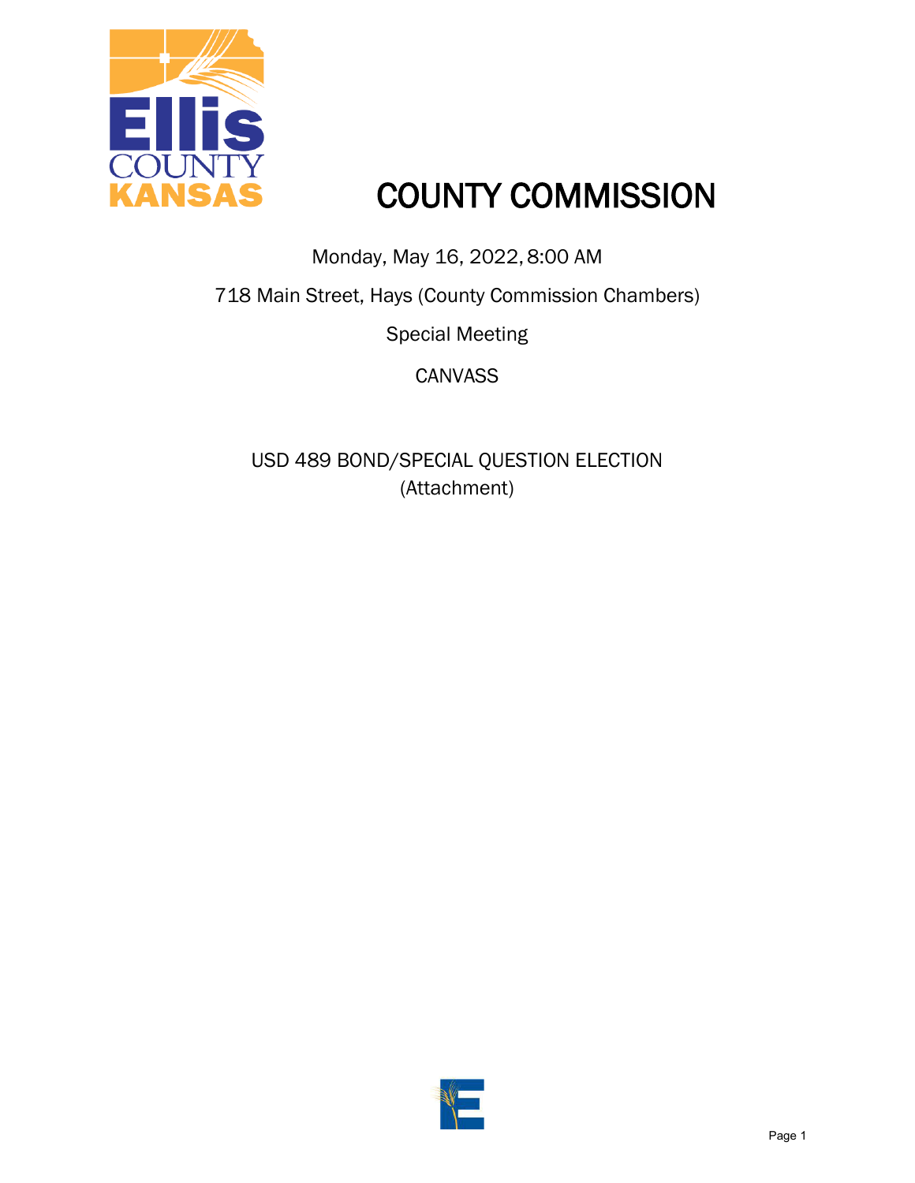# COUNTY COMMISSION

Monday, May 16, 2022, 8:00 AM

718 Main Street, Hays (County Commission Chambers)

Special Meeting

CANVASS

USD 489 BOND/SPECIAL QUESTION ELECTION
(Attachment)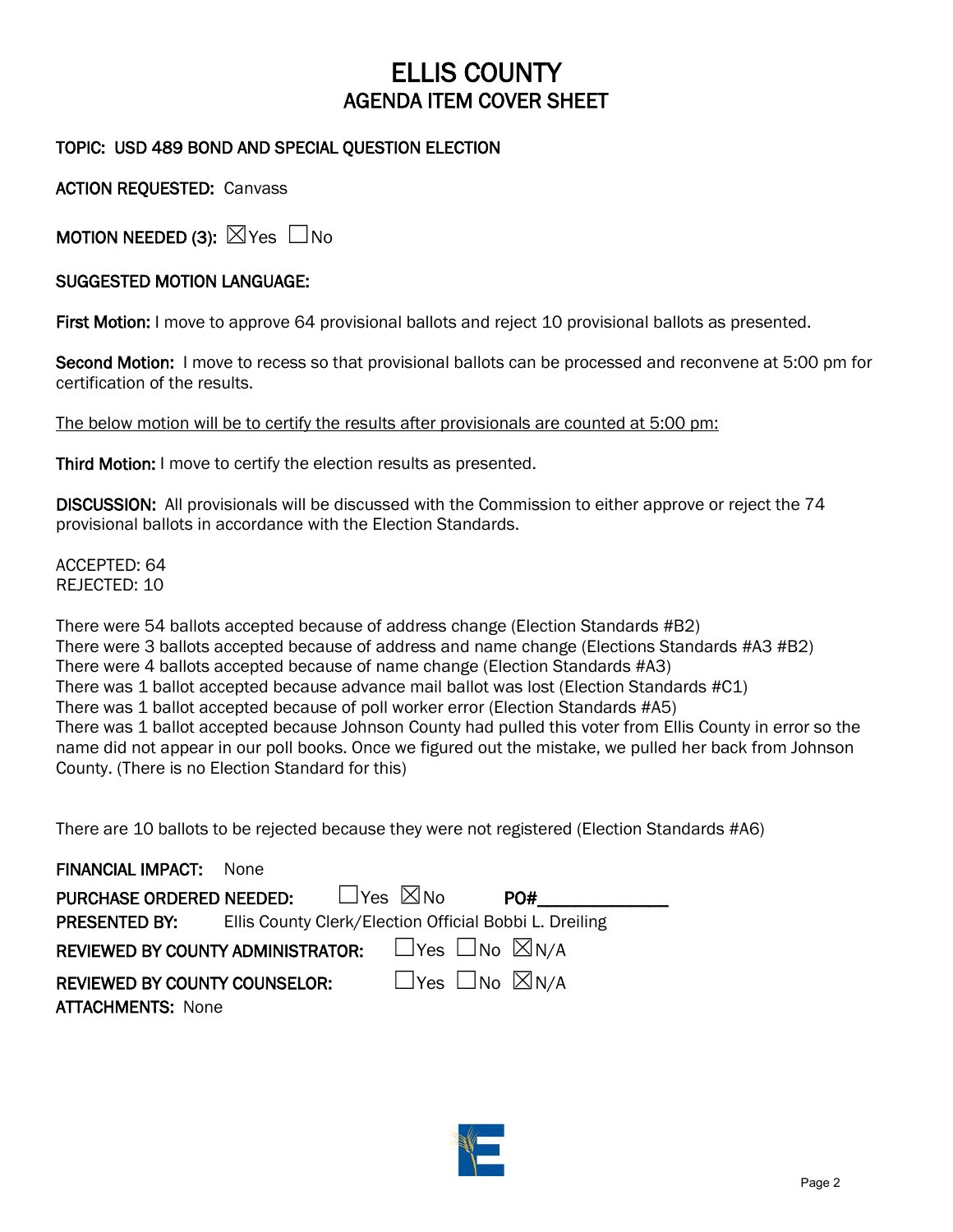# ELLIS COUNTY
## AGENDA ITEM COVER SHEET

**TOPIC: USD 489 BOND AND SPECIAL QUESTION ELECTION**

**ACTION REQUESTED:** Canvass

**MOTION NEEDED (3):** ☒Yes ☐No

**SUGGESTED MOTION LANGUAGE:**

**First Motion:** I move to approve 64 provisional ballots and reject 10 provisional ballots as presented.

**Second Motion:** I move to recess so that provisional ballots can be processed and reconvene at 5:00 pm for certification of the results.

<u>The below motion will be to certify the results after provisionals are counted at 5:00 pm:</u>

**Third Motion:** I move to certify the election results as presented.

**DISCUSSION:** All provisionals will be discussed with the Commission to either approve or reject the 74 provisional ballots in accordance with the Election Standards.

ACCEPTED: 64
REJECTED: 10

There were 54 ballots accepted because of address change (Election Standards #B2)
There were 3 ballots accepted because of address and name change (Elections Standards #A3 #B2)
There were 4 ballots accepted because of name change (Election Standards #A3)
There was 1 ballot accepted because advance mail ballot was lost (Election Standards #C1)
There was 1 ballot accepted because of poll worker error (Election Standards #A5)
There was 1 ballot accepted because Johnson County had pulled this voter from Ellis County in error so the name did not appear in our poll books. Once we figured out the mistake, we pulled her back from Johnson County. (There is no Election Standard for this)

There are 10 ballots to be rejected because they were not registered (Election Standards #A6)

**FINANCIAL IMPACT:** None

**PURCHASE ORDERED NEEDED:** ☐Yes ☒No **PO#**______________

**PRESENTED BY:** Ellis County Clerk/Election Official Bobbi L. Dreiling

**REVIEWED BY COUNTY ADMINISTRATOR:** ☐Yes ☐No ☒N/A

**REVIEWED BY COUNTY COUNSELOR:** ☐Yes ☐No ☒N/A

**ATTACHMENTS:** None